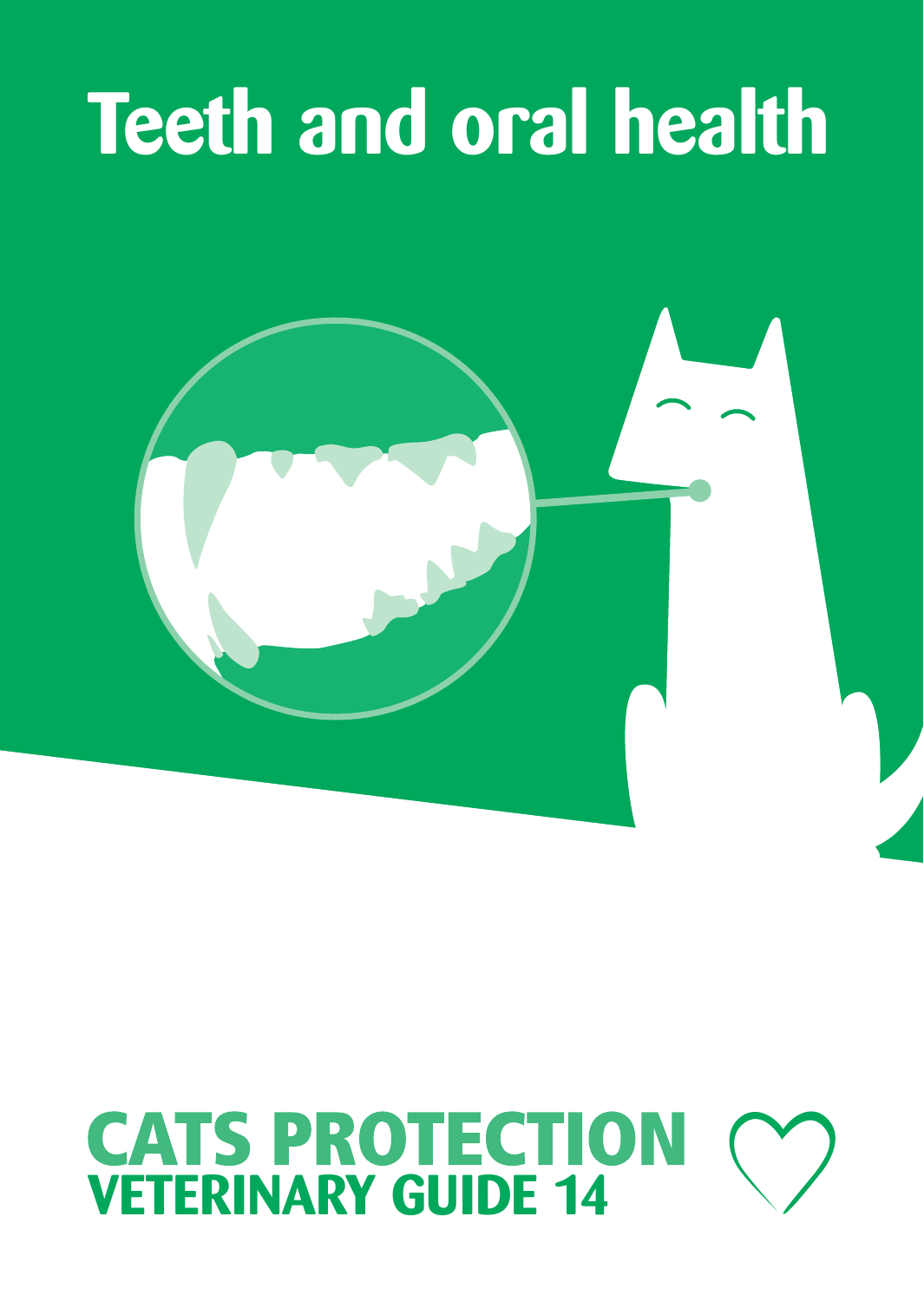# Teeth and oral health

**CATS PROTECTION**
**VETERINARY GUIDE 14**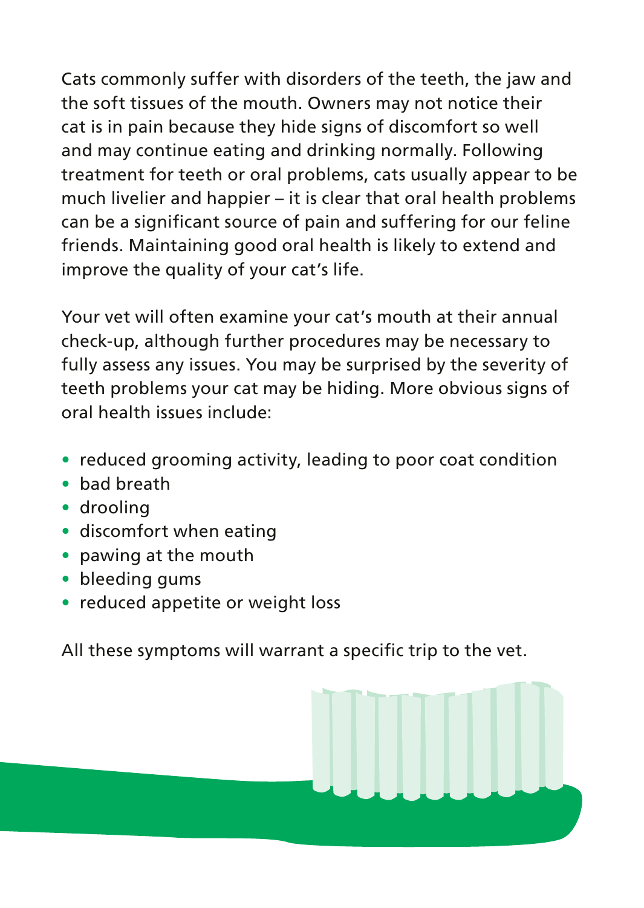Cats commonly suffer with disorders of the teeth, the jaw and the soft tissues of the mouth. Owners may not notice their cat is in pain because they hide signs of discomfort so well and may continue eating and drinking normally. Following treatment for teeth or oral problems, cats usually appear to be much livelier and happier – it is clear that oral health problems can be a significant source of pain and suffering for our feline friends. Maintaining good oral health is likely to extend and improve the quality of your cat's life.

Your vet will often examine your cat's mouth at their annual check-up, although further procedures may be necessary to fully assess any issues. You may be surprised by the severity of teeth problems your cat may be hiding. More obvious signs of oral health issues include:

- reduced grooming activity, leading to poor coat condition
- bad breath
- drooling
- discomfort when eating
- pawing at the mouth
- bleeding gums
- reduced appetite or weight loss

All these symptoms will warrant a specific trip to the vet.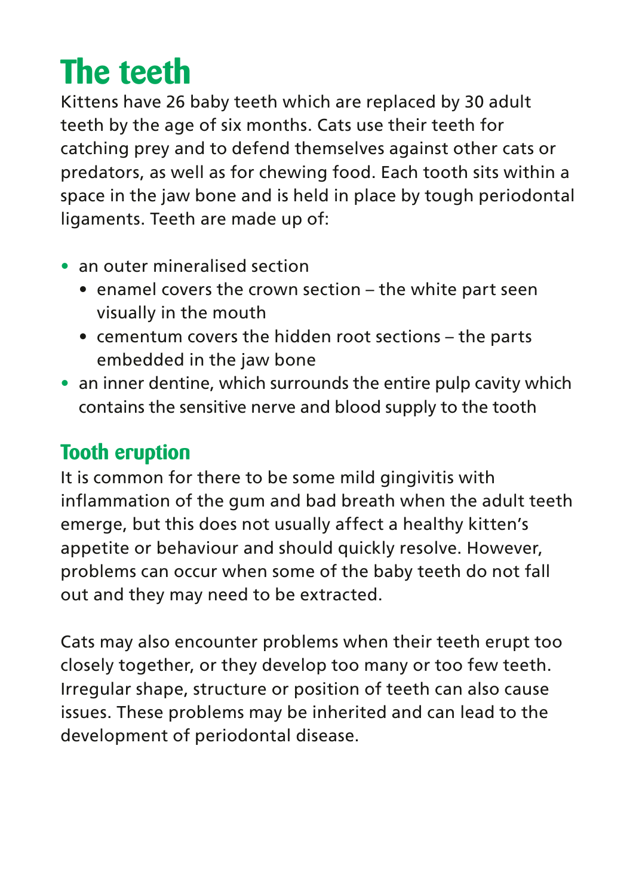# The teeth

Kittens have 26 baby teeth which are replaced by 30 adult teeth by the age of six months. Cats use their teeth for catching prey and to defend themselves against other cats or predators, as well as for chewing food. Each tooth sits within a space in the jaw bone and is held in place by tough periodontal ligaments. Teeth are made up of:

- an outer mineralised section
  - enamel covers the crown section – the white part seen visually in the mouth
  - cementum covers the hidden root sections – the parts embedded in the jaw bone
- an inner dentine, which surrounds the entire pulp cavity which contains the sensitive nerve and blood supply to the tooth

## Tooth eruption

It is common for there to be some mild gingivitis with inflammation of the gum and bad breath when the adult teeth emerge, but this does not usually affect a healthy kitten's appetite or behaviour and should quickly resolve. However, problems can occur when some of the baby teeth do not fall out and they may need to be extracted.

Cats may also encounter problems when their teeth erupt too closely together, or they develop too many or too few teeth. Irregular shape, structure or position of teeth can also cause issues. These problems may be inherited and can lead to the development of periodontal disease.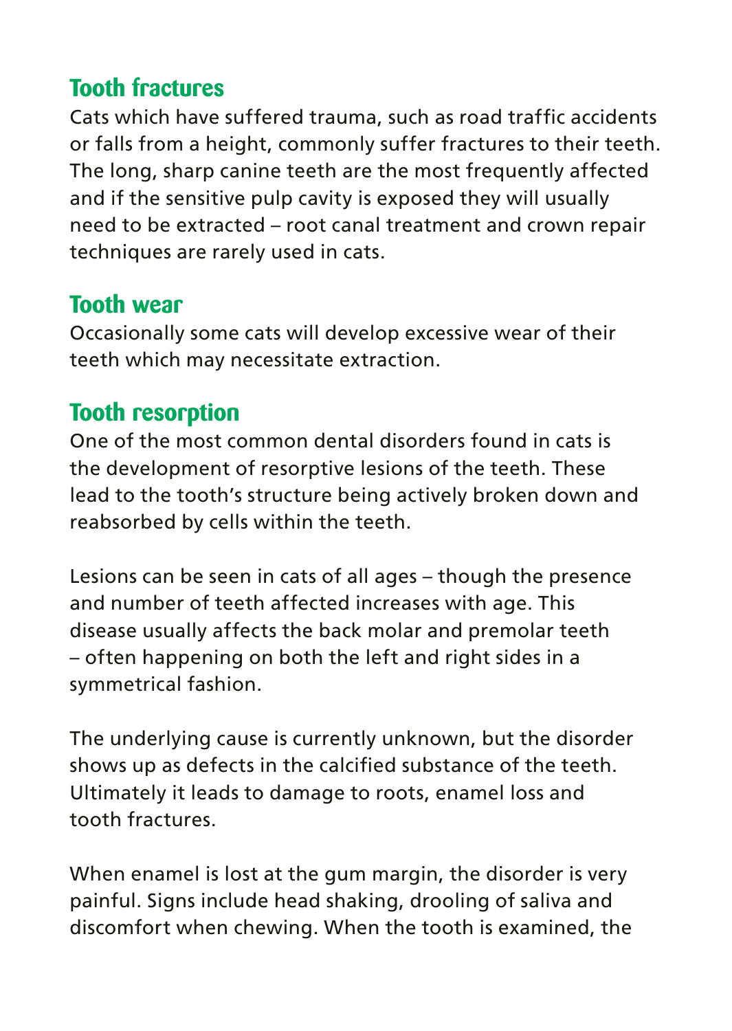## Tooth fractures

Cats which have suffered trauma, such as road traffic accidents or falls from a height, commonly suffer fractures to their teeth. The long, sharp canine teeth are the most frequently affected and if the sensitive pulp cavity is exposed they will usually need to be extracted – root canal treatment and crown repair techniques are rarely used in cats.

## Tooth wear

Occasionally some cats will develop excessive wear of their teeth which may necessitate extraction.

## Tooth resorption

One of the most common dental disorders found in cats is the development of resorptive lesions of the teeth. These lead to the tooth's structure being actively broken down and reabsorbed by cells within the teeth.

Lesions can be seen in cats of all ages – though the presence and number of teeth affected increases with age. This disease usually affects the back molar and premolar teeth – often happening on both the left and right sides in a symmetrical fashion.

The underlying cause is currently unknown, but the disorder shows up as defects in the calcified substance of the teeth. Ultimately it leads to damage to roots, enamel loss and tooth fractures.

When enamel is lost at the gum margin, the disorder is very painful. Signs include head shaking, drooling of saliva and discomfort when chewing. When the tooth is examined, the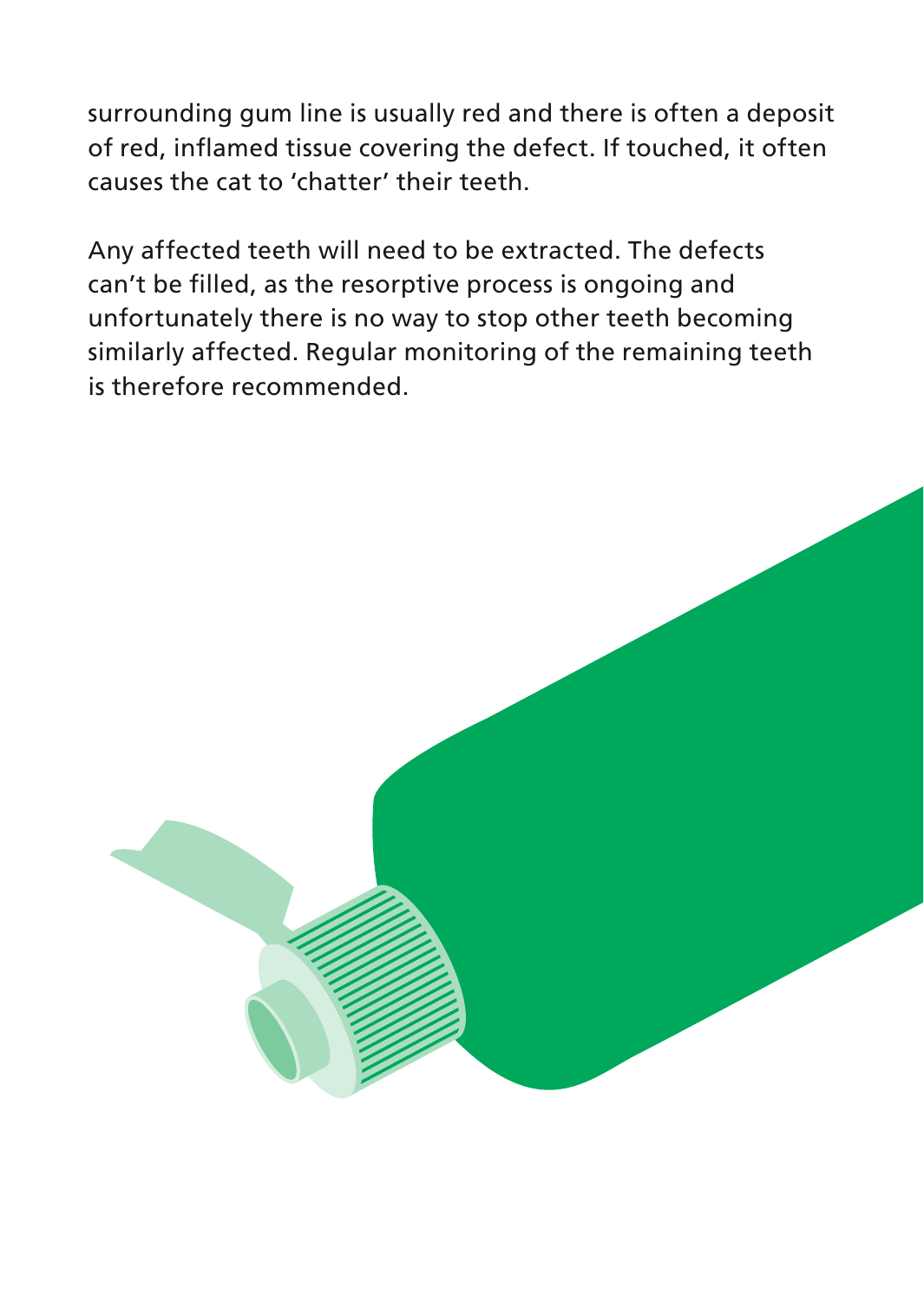surrounding gum line is usually red and there is often a deposit of red, inflamed tissue covering the defect. If touched, it often causes the cat to 'chatter' their teeth.

Any affected teeth will need to be extracted. The defects can't be filled, as the resorptive process is ongoing and unfortunately there is no way to stop other teeth becoming similarly affected. Regular monitoring of the remaining teeth is therefore recommended.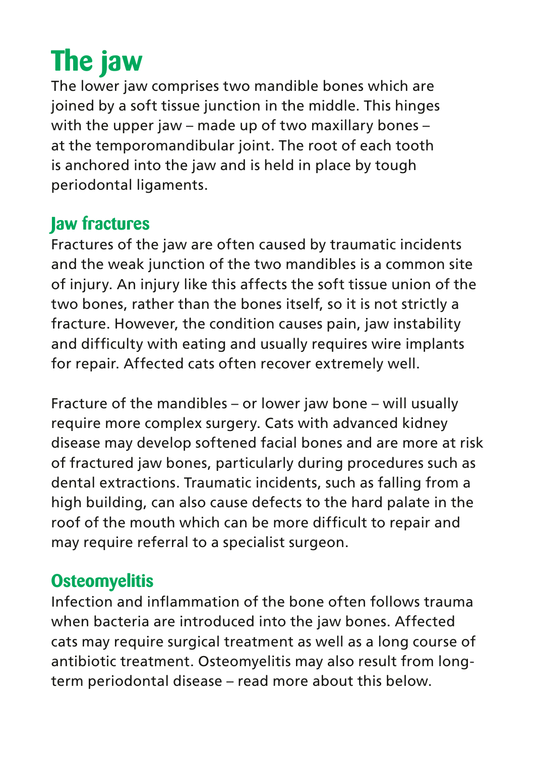# The jaw

The lower jaw comprises two mandible bones which are joined by a soft tissue junction in the middle. This hinges with the upper jaw – made up of two maxillary bones – at the temporomandibular joint. The root of each tooth is anchored into the jaw and is held in place by tough periodontal ligaments.

## Jaw fractures

Fractures of the jaw are often caused by traumatic incidents and the weak junction of the two mandibles is a common site of injury. An injury like this affects the soft tissue union of the two bones, rather than the bones itself, so it is not strictly a fracture. However, the condition causes pain, jaw instability and difficulty with eating and usually requires wire implants for repair. Affected cats often recover extremely well.

Fracture of the mandibles – or lower jaw bone – will usually require more complex surgery. Cats with advanced kidney disease may develop softened facial bones and are more at risk of fractured jaw bones, particularly during procedures such as dental extractions. Traumatic incidents, such as falling from a high building, can also cause defects to the hard palate in the roof of the mouth which can be more difficult to repair and may require referral to a specialist surgeon.

## Osteomyelitis

Infection and inflammation of the bone often follows trauma when bacteria are introduced into the jaw bones. Affected cats may require surgical treatment as well as a long course of antibiotic treatment. Osteomyelitis may also result from long-term periodontal disease – read more about this below.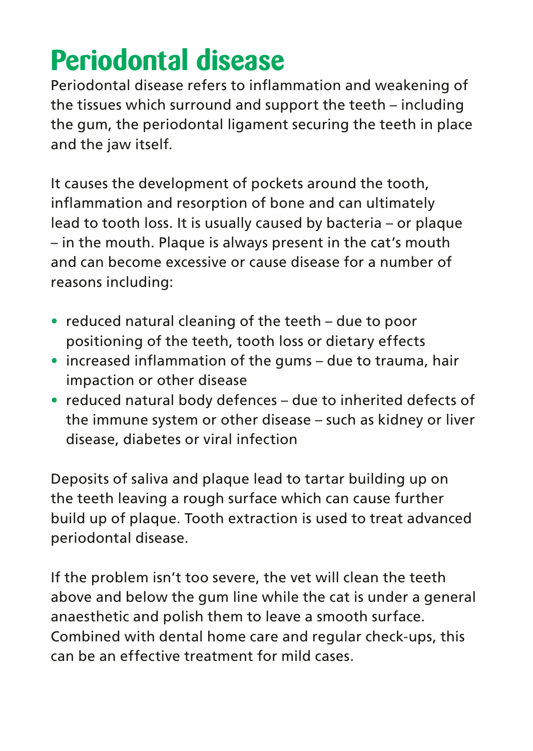# Periodontal disease

Periodontal disease refers to inflammation and weakening of the tissues which surround and support the teeth – including the gum, the periodontal ligament securing the teeth in place and the jaw itself.

It causes the development of pockets around the tooth, inflammation and resorption of bone and can ultimately lead to tooth loss. It is usually caused by bacteria – or plaque – in the mouth. Plaque is always present in the cat's mouth and can become excessive or cause disease for a number of reasons including:

- reduced natural cleaning of the teeth – due to poor positioning of the teeth, tooth loss or dietary effects
- increased inflammation of the gums – due to trauma, hair impaction or other disease
- reduced natural body defences – due to inherited defects of the immune system or other disease – such as kidney or liver disease, diabetes or viral infection

Deposits of saliva and plaque lead to tartar building up on the teeth leaving a rough surface which can cause further build up of plaque. Tooth extraction is used to treat advanced periodontal disease.

If the problem isn't too severe, the vet will clean the teeth above and below the gum line while the cat is under a general anaesthetic and polish them to leave a smooth surface. Combined with dental home care and regular check-ups, this can be an effective treatment for mild cases.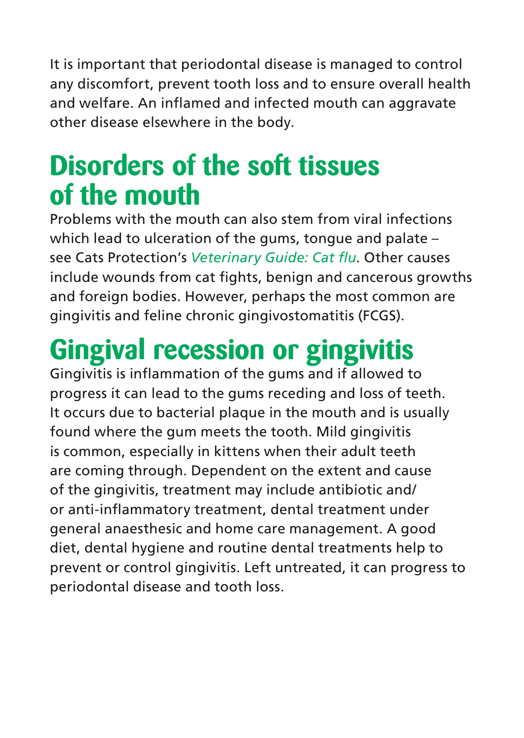It is important that periodontal disease is managed to control any discomfort, prevent tooth loss and to ensure overall health and welfare. An inflamed and infected mouth can aggravate other disease elsewhere in the body.

## Disorders of the soft tissues of the mouth

Problems with the mouth can also stem from viral infections which lead to ulceration of the gums, tongue and palate – see Cats Protection's *Veterinary Guide: Cat flu*. Other causes include wounds from cat fights, benign and cancerous growths and foreign bodies. However, perhaps the most common are gingivitis and feline chronic gingivostomatitis (FCGS).

## Gingival recession or gingivitis

Gingivitis is inflammation of the gums and if allowed to progress it can lead to the gums receding and loss of teeth. It occurs due to bacterial plaque in the mouth and is usually found where the gum meets the tooth. Mild gingivitis is common, especially in kittens when their adult teeth are coming through. Dependent on the extent and cause of the gingivitis, treatment may include antibiotic and/or anti-inflammatory treatment, dental treatment under general anaesthesic and home care management. A good diet, dental hygiene and routine dental treatments help to prevent or control gingivitis. Left untreated, it can progress to periodontal disease and tooth loss.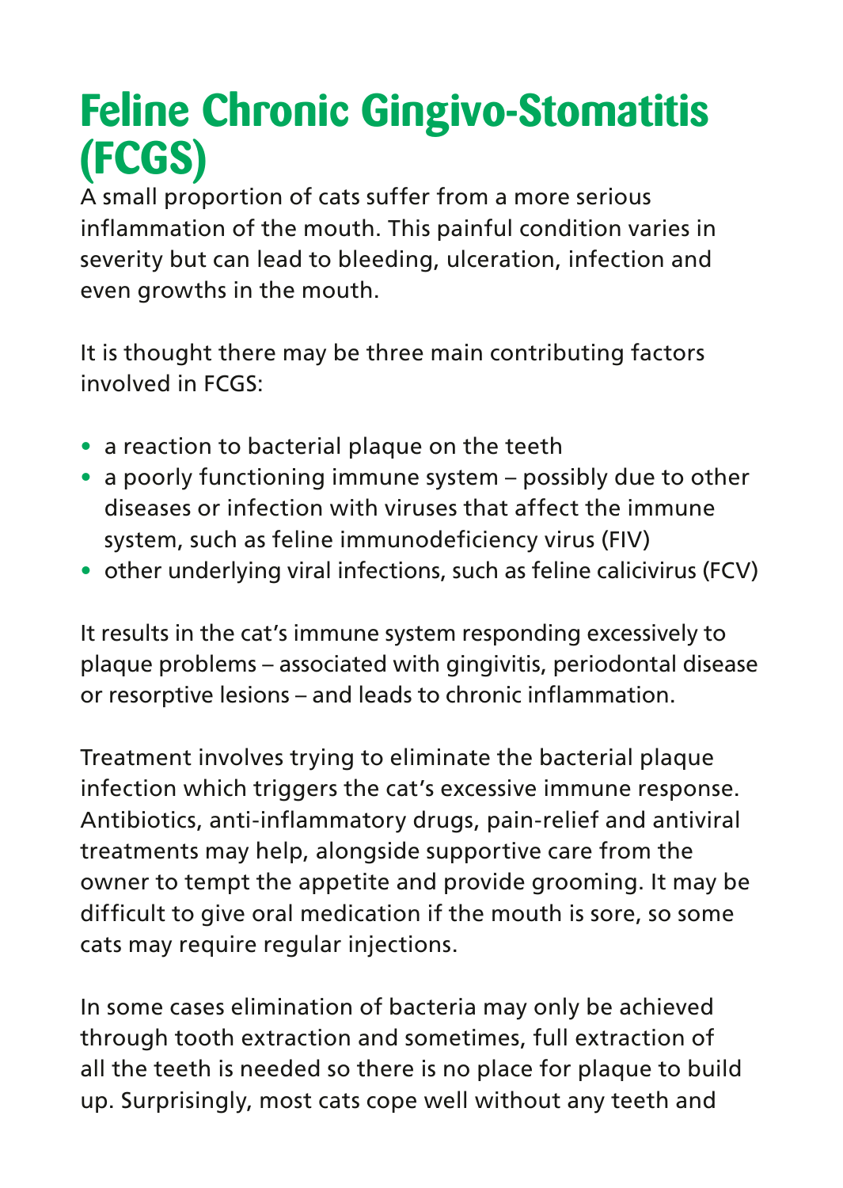# Feline Chronic Gingivo-Stomatitis (FCGS)

A small proportion of cats suffer from a more serious inflammation of the mouth. This painful condition varies in severity but can lead to bleeding, ulceration, infection and even growths in the mouth.

It is thought there may be three main contributing factors involved in FCGS:

- a reaction to bacterial plaque on the teeth
- a poorly functioning immune system – possibly due to other diseases or infection with viruses that affect the immune system, such as feline immunodeficiency virus (FIV)
- other underlying viral infections, such as feline calicivirus (FCV)

It results in the cat's immune system responding excessively to plaque problems – associated with gingivitis, periodontal disease or resorptive lesions – and leads to chronic inflammation.

Treatment involves trying to eliminate the bacterial plaque infection which triggers the cat's excessive immune response. Antibiotics, anti-inflammatory drugs, pain-relief and antiviral treatments may help, alongside supportive care from the owner to tempt the appetite and provide grooming. It may be difficult to give oral medication if the mouth is sore, so some cats may require regular injections.

In some cases elimination of bacteria may only be achieved through tooth extraction and sometimes, full extraction of all the teeth is needed so there is no place for plaque to build up. Surprisingly, most cats cope well without any teeth and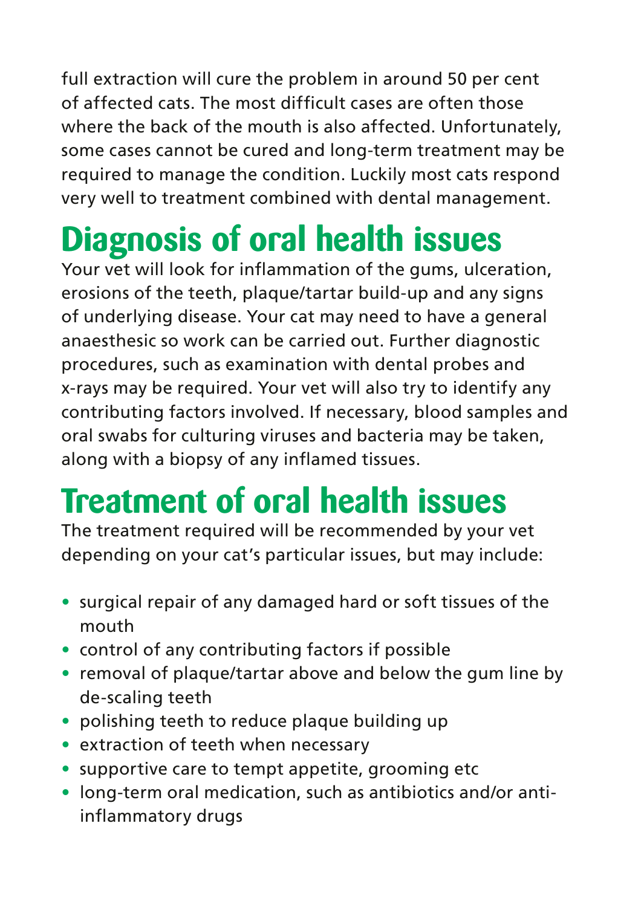full extraction will cure the problem in around 50 per cent of affected cats. The most difficult cases are often those where the back of the mouth is also affected. Unfortunately, some cases cannot be cured and long-term treatment may be required to manage the condition. Luckily most cats respond very well to treatment combined with dental management.

## Diagnosis of oral health issues

Your vet will look for inflammation of the gums, ulceration, erosions of the teeth, plaque/tartar build-up and any signs of underlying disease. Your cat may need to have a general anaesthesic so work can be carried out. Further diagnostic procedures, such as examination with dental probes and x-rays may be required. Your vet will also try to identify any contributing factors involved. If necessary, blood samples and oral swabs for culturing viruses and bacteria may be taken, along with a biopsy of any inflamed tissues.

## Treatment of oral health issues

The treatment required will be recommended by your vet depending on your cat's particular issues, but may include:

- surgical repair of any damaged hard or soft tissues of the mouth
- control of any contributing factors if possible
- removal of plaque/tartar above and below the gum line by de-scaling teeth
- polishing teeth to reduce plaque building up
- extraction of teeth when necessary
- supportive care to tempt appetite, grooming etc
- long-term oral medication, such as antibiotics and/or anti-inflammatory drugs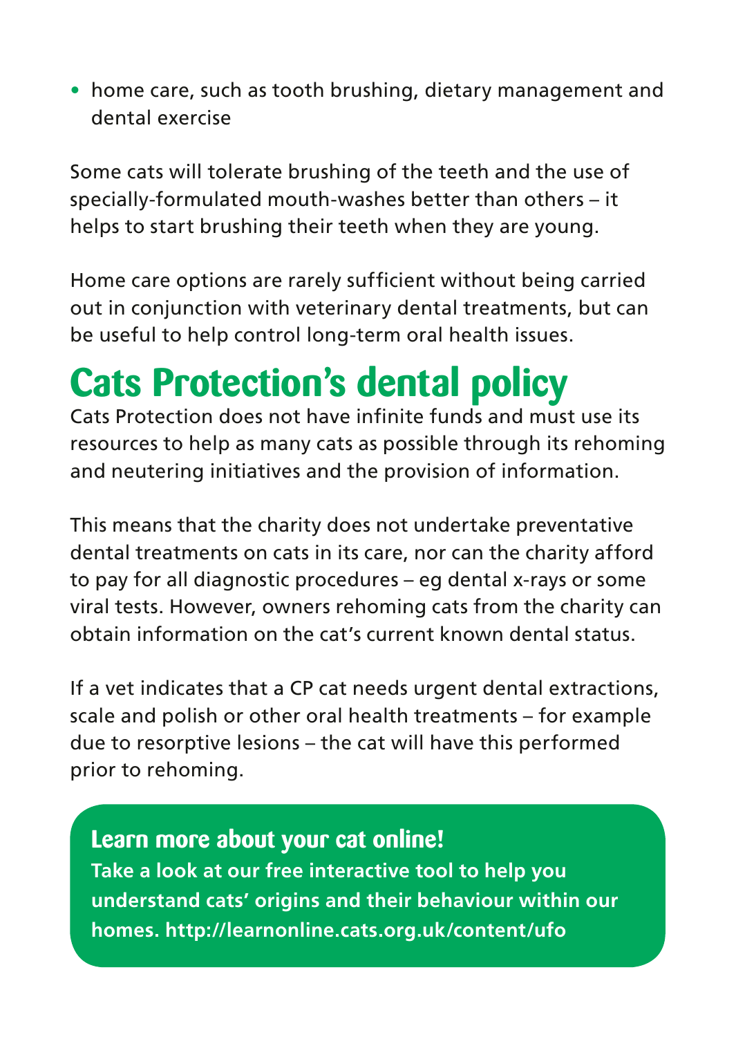- home care, such as tooth brushing, dietary management and dental exercise

Some cats will tolerate brushing of the teeth and the use of specially-formulated mouth-washes better than others – it helps to start brushing their teeth when they are young.

Home care options are rarely sufficient without being carried out in conjunction with veterinary dental treatments, but can be useful to help control long-term oral health issues.

# Cats Protection's dental policy

Cats Protection does not have infinite funds and must use its resources to help as many cats as possible through its rehoming and neutering initiatives and the provision of information.

This means that the charity does not undertake preventative dental treatments on cats in its care, nor can the charity afford to pay for all diagnostic procedures – eg dental x-rays or some viral tests. However, owners rehoming cats from the charity can obtain information on the cat's current known dental status.

If a vet indicates that a CP cat needs urgent dental extractions, scale and polish or other oral health treatments – for example due to resorptive lesions – the cat will have this performed prior to rehoming.

**Learn more about your cat online!**

**Take a look at our free interactive tool to help you understand cats' origins and their behaviour within our homes. http://learnonline.cats.org.uk/content/ufo**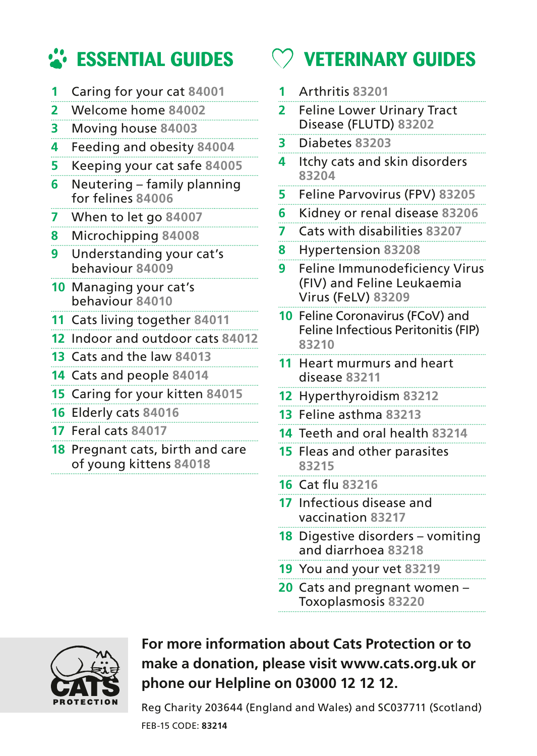## ESSENTIAL GUIDES

1. Caring for your cat 84001
2. Welcome home 84002
3. Moving house 84003
4. Feeding and obesity 84004
5. Keeping your cat safe 84005
6. Neutering – family planning for felines 84006
7. When to let go 84007
8. Microchipping 84008
9. Understanding your cat's behaviour 84009
10. Managing your cat's behaviour 84010
11. Cats living together 84011
12. Indoor and outdoor cats 84012
13. Cats and the law 84013
14. Cats and people 84014
15. Caring for your kitten 84015
16. Elderly cats 84016
17. Feral cats 84017
18. Pregnant cats, birth and care of young kittens 84018

## VETERINARY GUIDES

1. Arthritis 83201
2. Feline Lower Urinary Tract Disease (FLUTD) 83202
3. Diabetes 83203
4. Itchy cats and skin disorders 83204
5. Feline Parvovirus (FPV) 83205
6. Kidney or renal disease 83206
7. Cats with disabilities 83207
8. Hypertension 83208
9. Feline Immunodeficiency Virus (FIV) and Feline Leukaemia Virus (FeLV) 83209
10. Feline Coronavirus (FCoV) and Feline Infectious Peritonitis (FIP) 83210
11. Heart murmurs and heart disease 83211
12. Hyperthyroidism 83212
13. Feline asthma 83213
14. Teeth and oral health 83214
15. Fleas and other parasites 83215
16. Cat flu 83216
17. Infectious disease and vaccination 83217
18. Digestive disorders – vomiting and diarrhoea 83218
19. You and your vet 83219
20. Cats and pregnant women – Toxoplasmosis 83220

CATS PROTECTION

**For more information about Cats Protection or to make a donation, please visit www.cats.org.uk or phone our Helpline on 03000 12 12 12.**

Reg Charity 203644 (England and Wales) and SC037711 (Scotland)

FEB-15 CODE: **83214**